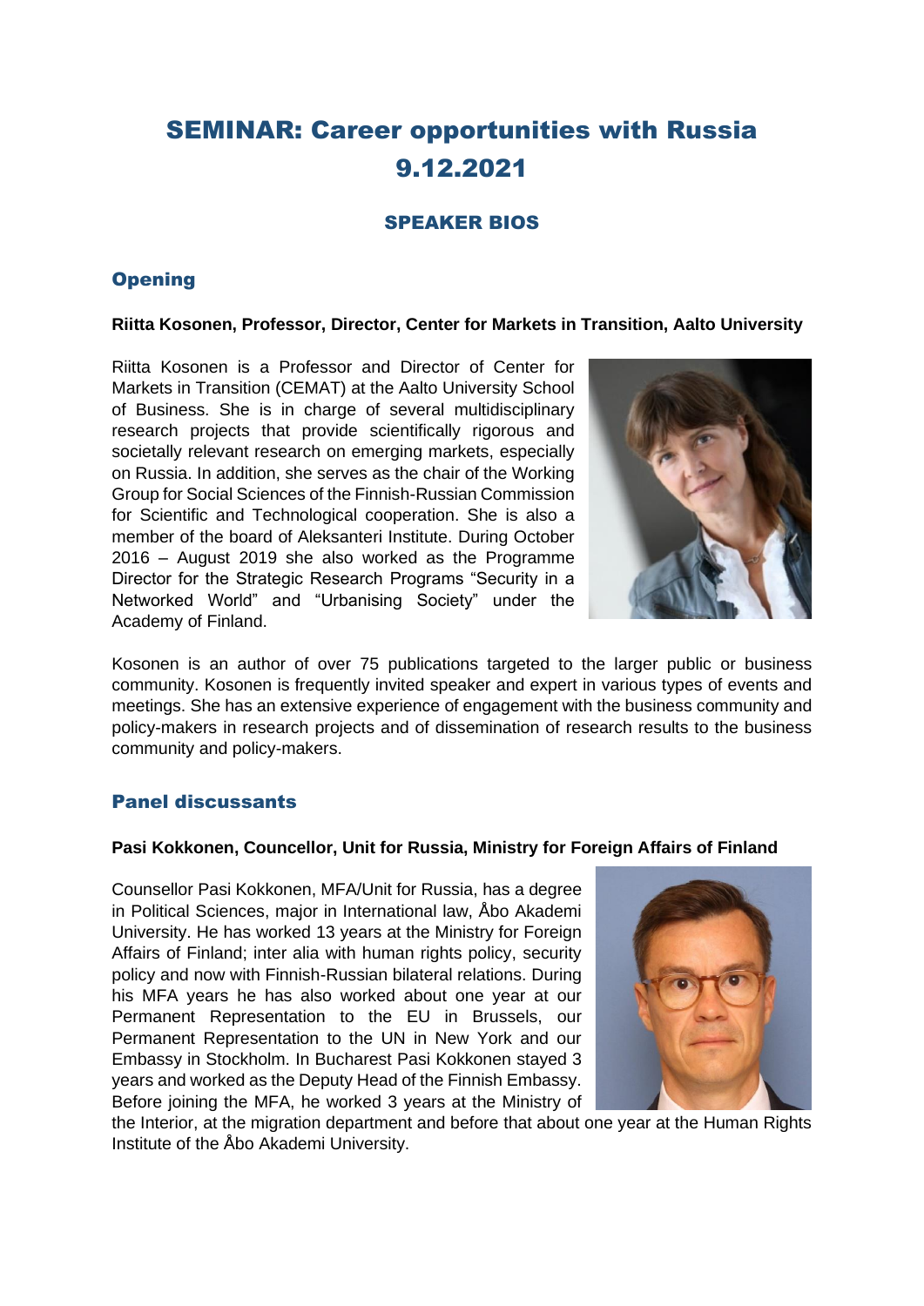# SEMINAR: Career opportunities with Russia 9.12.2021

## SPEAKER BIOS

### Opening

**Riitta Kosonen, Professor, Director, Center for Markets in Transition, Aalto University**

Riitta Kosonen is a Professor and Director of Center for Markets in Transition (CEMAT) at the Aalto University School of Business. She is in charge of several multidisciplinary research projects that provide scientifically rigorous and societally relevant research on emerging markets, especially on Russia. In addition, she serves as the chair of the Working Group for Social Sciences of the Finnish-Russian Commission for Scientific and Technological cooperation. She is also a member of the board of Aleksanteri Institute. During October 2016 – August 2019 she also worked as the Programme Director for the Strategic Research Programs "Security in a Networked World" and "Urbanising Society" under the Academy of Finland.

Kosonen is an author of over 75 publications targeted to the larger public or business community. Kosonen is frequently invited speaker and expert in various types of events and meetings. She has an extensive experience of engagement with the business community and policy-makers in research projects and of dissemination of research results to the business community and policy-makers.

### Panel discussants

**Pasi Kokkonen, Councellor, Unit for Russia, Ministry for Foreign Affairs of Finland**

Counsellor Pasi Kokkonen, MFA/Unit for Russia, has a degree in Political Sciences, major in International law, Åbo Akademi University. He has worked 13 years at the Ministry for Foreign Affairs of Finland; inter alia with human rights policy, security policy and now with Finnish-Russian bilateral relations. During his MFA years he has also worked about one year at our Permanent Representation to the EU in Brussels, our Permanent Representation to the UN in New York and our Embassy in Stockholm. In Bucharest Pasi Kokkonen stayed 3 years and worked as the Deputy Head of the Finnish Embassy. Before joining the MFA, he worked 3 years at the Ministry of the Interior, at the migration department and before that about one year at the Human Rights Institute of the Åbo Akademi University.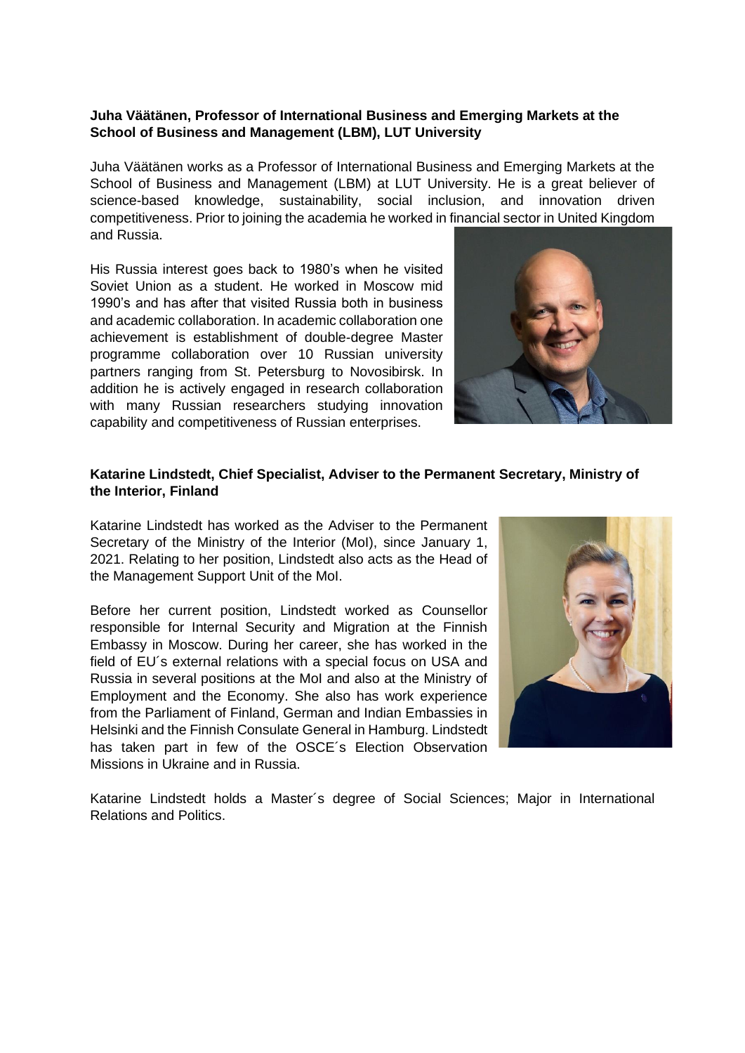**Juha Väätänen, Professor of International Business and Emerging Markets at the School of Business and Management (LBM), LUT University**

Juha Väätänen works as a Professor of International Business and Emerging Markets at the School of Business and Management (LBM) at LUT University. He is a great believer of science-based knowledge, sustainability, social inclusion, and innovation driven competitiveness. Prior to joining the academia he worked in financial sector in United Kingdom and Russia.

His Russia interest goes back to 1980's when he visited Soviet Union as a student. He worked in Moscow mid 1990's and has after that visited Russia both in business and academic collaboration. In academic collaboration one achievement is establishment of double-degree Master programme collaboration over 10 Russian university partners ranging from St. Petersburg to Novosibirsk. In addition he is actively engaged in research collaboration with many Russian researchers studying innovation capability and competitiveness of Russian enterprises.

**Katarine Lindstedt, Chief Specialist, Adviser to the Permanent Secretary, Ministry of the Interior, Finland**

Katarine Lindstedt has worked as the Adviser to the Permanent Secretary of the Ministry of the Interior (MoI), since January 1, 2021. Relating to her position, Lindstedt also acts as the Head of the Management Support Unit of the MoI.

Before her current position, Lindstedt worked as Counsellor responsible for Internal Security and Migration at the Finnish Embassy in Moscow. During her career, she has worked in the field of EU´s external relations with a special focus on USA and Russia in several positions at the MoI and also at the Ministry of Employment and the Economy. She also has work experience from the Parliament of Finland, German and Indian Embassies in Helsinki and the Finnish Consulate General in Hamburg. Lindstedt has taken part in few of the OSCE´s Election Observation Missions in Ukraine and in Russia.

Katarine Lindstedt holds a Master´s degree of Social Sciences; Major in International Relations and Politics.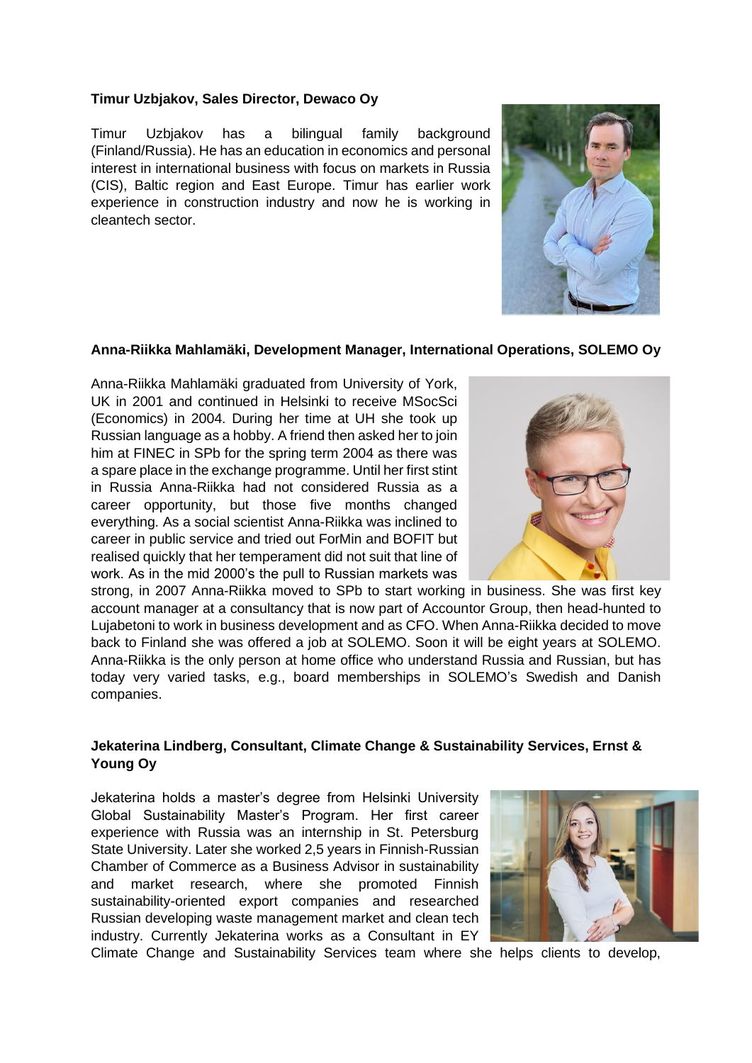**Timur Uzbjakov, Sales Director, Dewaco Oy**

Timur Uzbjakov has a bilingual family background (Finland/Russia). He has an education in economics and personal interest in international business with focus on markets in Russia (CIS), Baltic region and East Europe. Timur has earlier work experience in construction industry and now he is working in cleantech sector.

**Anna-Riikka Mahlamäki, Development Manager, International Operations, SOLEMO Oy**

Anna-Riikka Mahlamäki graduated from University of York, UK in 2001 and continued in Helsinki to receive MSocSci (Economics) in 2004. During her time at UH she took up Russian language as a hobby. A friend then asked her to join him at FINEC in SPb for the spring term 2004 as there was a spare place in the exchange programme. Until her first stint in Russia Anna-Riikka had not considered Russia as a career opportunity, but those five months changed everything. As a social scientist Anna-Riikka was inclined to career in public service and tried out ForMin and BOFIT but realised quickly that her temperament did not suit that line of work. As in the mid 2000's the pull to Russian markets was strong, in 2007 Anna-Riikka moved to SPb to start working in business. She was first key account manager at a consultancy that is now part of Accountor Group, then head-hunted to Lujabetoni to work in business development and as CFO. When Anna-Riikka decided to move back to Finland she was offered a job at SOLEMO. Soon it will be eight years at SOLEMO. Anna-Riikka is the only person at home office who understand Russia and Russian, but has today very varied tasks, e.g., board memberships in SOLEMO's Swedish and Danish companies.

**Jekaterina Lindberg, Consultant, Climate Change & Sustainability Services, Ernst & Young Oy**

Jekaterina holds a master's degree from Helsinki University Global Sustainability Master's Program. Her first career experience with Russia was an internship in St. Petersburg State University. Later she worked 2,5 years in Finnish-Russian Chamber of Commerce as a Business Advisor in sustainability and market research, where she promoted Finnish sustainability-oriented export companies and researched Russian developing waste management market and clean tech industry. Currently Jekaterina works as a Consultant in EY Climate Change and Sustainability Services team where she helps clients to develop,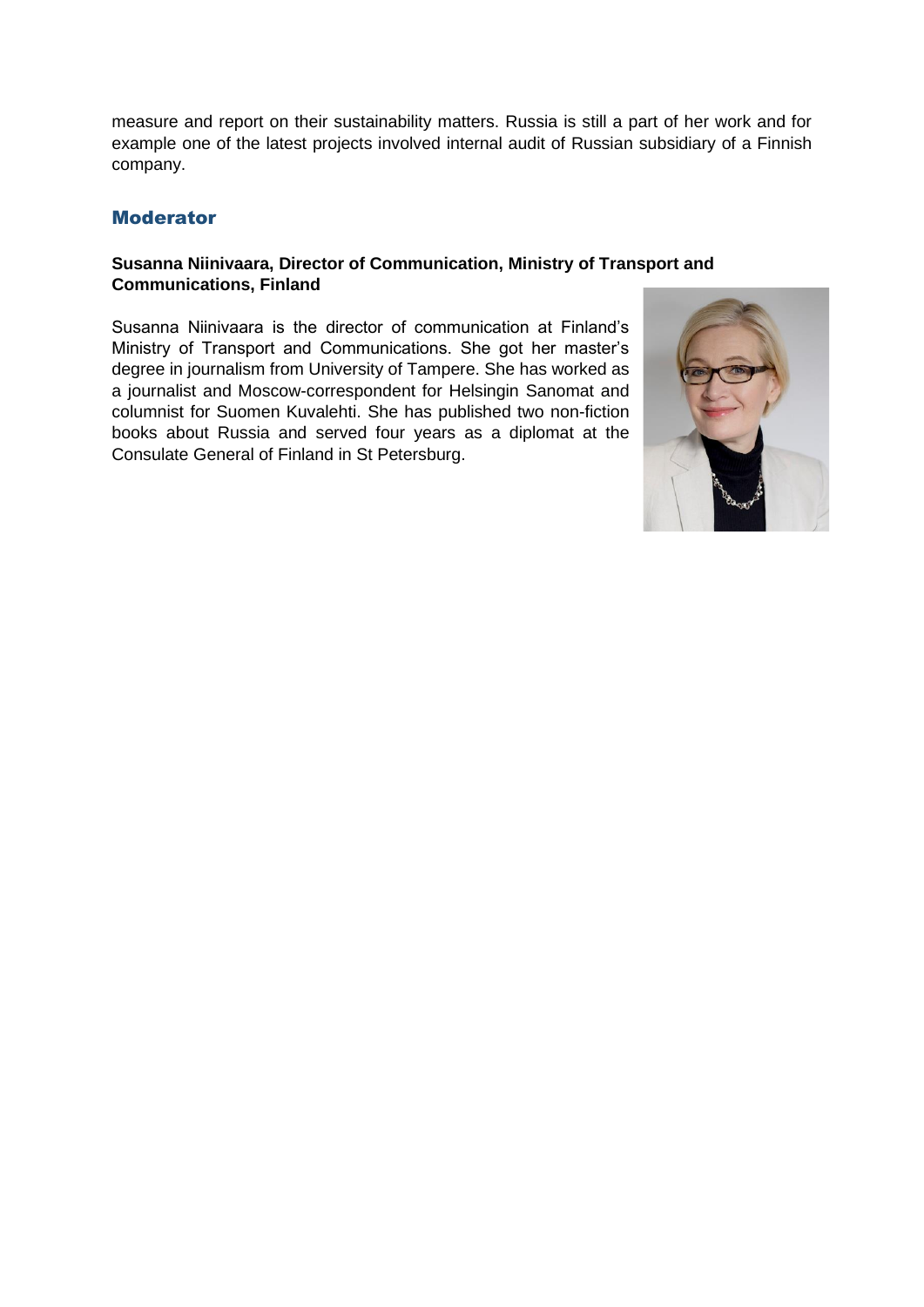measure and report on their sustainability matters. Russia is still a part of her work and for example one of the latest projects involved internal audit of Russian subsidiary of a Finnish company.

## Moderator

**Susanna Niinivaara, Director of Communication, Ministry of Transport and Communications, Finland**

Susanna Niinivaara is the director of communication at Finland's Ministry of Transport and Communications. She got her master's degree in journalism from University of Tampere. She has worked as a journalist and Moscow-correspondent for Helsingin Sanomat and columnist for Suomen Kuvalehti. She has published two non-fiction books about Russia and served four years as a diplomat at the Consulate General of Finland in St Petersburg.